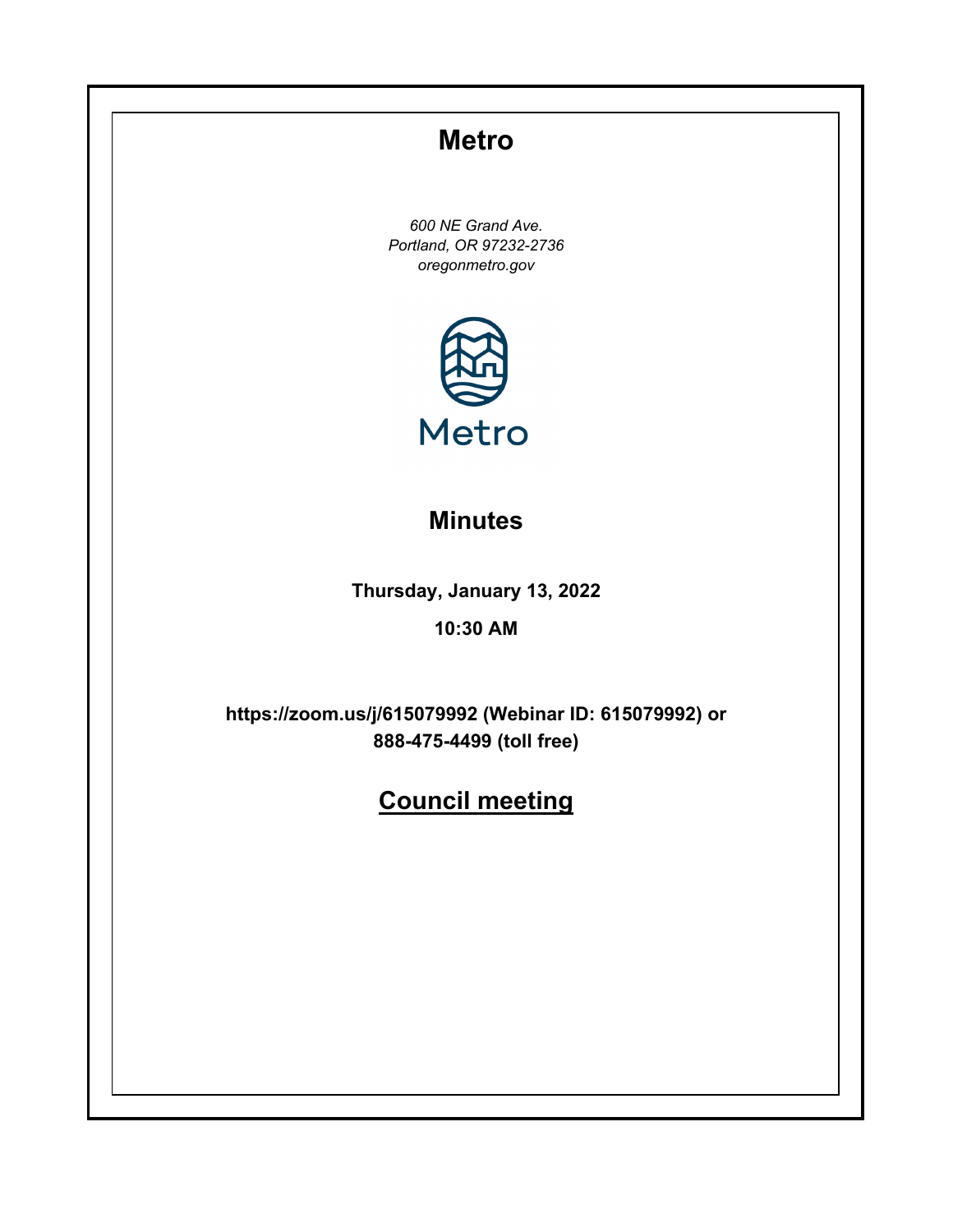# Metro

*600 NE Grand Ave.*
*Portland, OR 97232-2736*
*oregonmetro.gov*

Metro

## Minutes

**Thursday, January 13, 2022**

**10:30 AM**

**https://zoom.us/j/615079992 (Webinar ID: 615079992) or 888-475-4499 (toll free)**

## Council meeting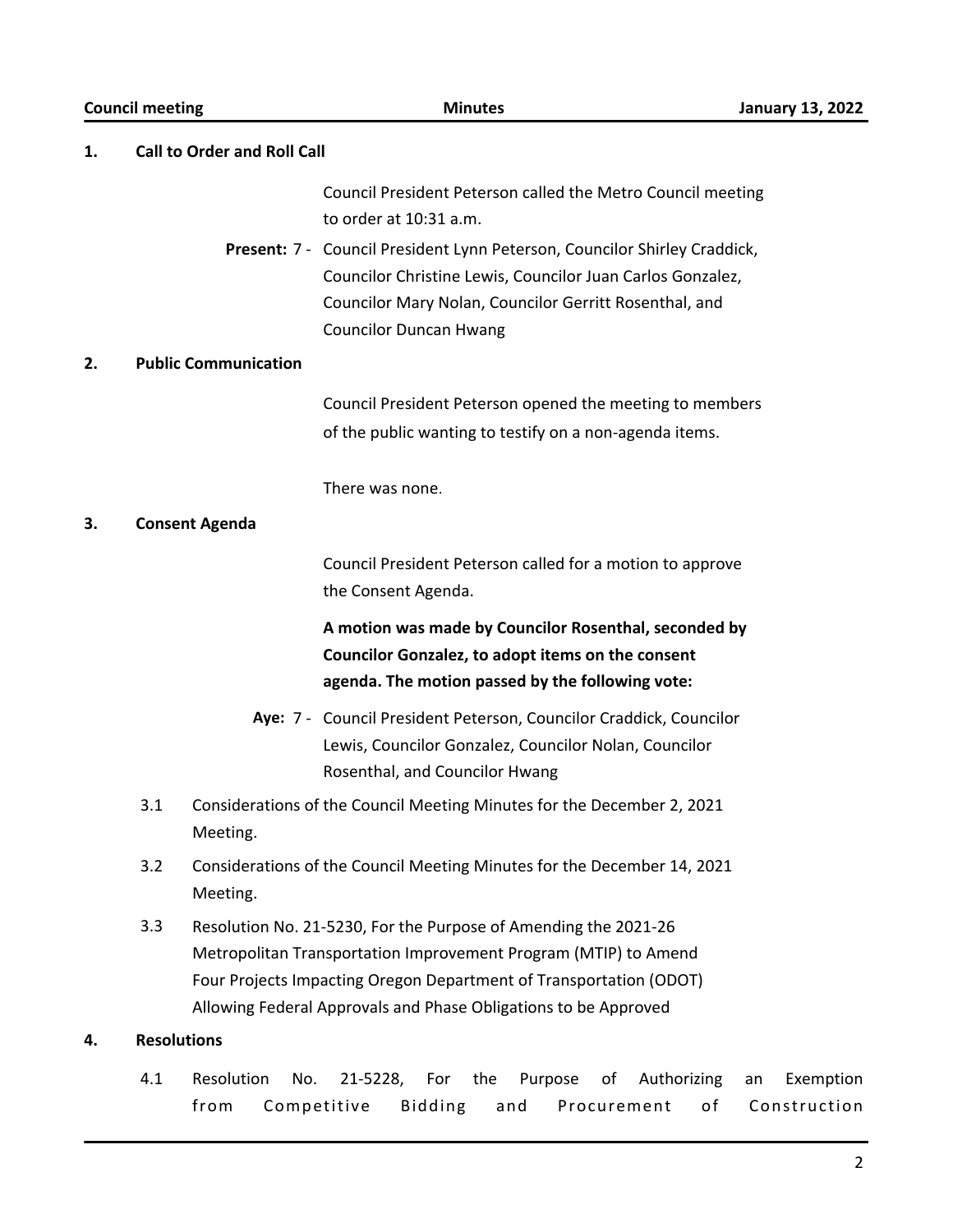## 1. Call to Order and Roll Call

Council President Peterson called the Metro Council meeting to order at 10:31 a.m.

**Present:** 7 - Council President Lynn Peterson, Councilor Shirley Craddick, Councilor Christine Lewis, Councilor Juan Carlos Gonzalez, Councilor Mary Nolan, Councilor Gerritt Rosenthal, and Councilor Duncan Hwang

## 2. Public Communication

Council President Peterson opened the meeting to members of the public wanting to testify on a non-agenda items.

There was none.

## 3. Consent Agenda

Council President Peterson called for a motion to approve the Consent Agenda.

**A motion was made by Councilor Rosenthal, seconded by Councilor Gonzalez, to adopt items on the consent agenda. The motion passed by the following vote:**

**Aye:** 7 - Council President Peterson, Councilor Craddick, Councilor Lewis, Councilor Gonzalez, Councilor Nolan, Councilor Rosenthal, and Councilor Hwang

3.1 Considerations of the Council Meeting Minutes for the December 2, 2021 Meeting.

3.2 Considerations of the Council Meeting Minutes for the December 14, 2021 Meeting.

3.3 Resolution No. 21-5230, For the Purpose of Amending the 2021-26 Metropolitan Transportation Improvement Program (MTIP) to Amend Four Projects Impacting Oregon Department of Transportation (ODOT) Allowing Federal Approvals and Phase Obligations to be Approved

## 4. Resolutions

4.1 Resolution No. 21-5228, For the Purpose of Authorizing an Exemption from Competitive Bidding and Procurement of Construction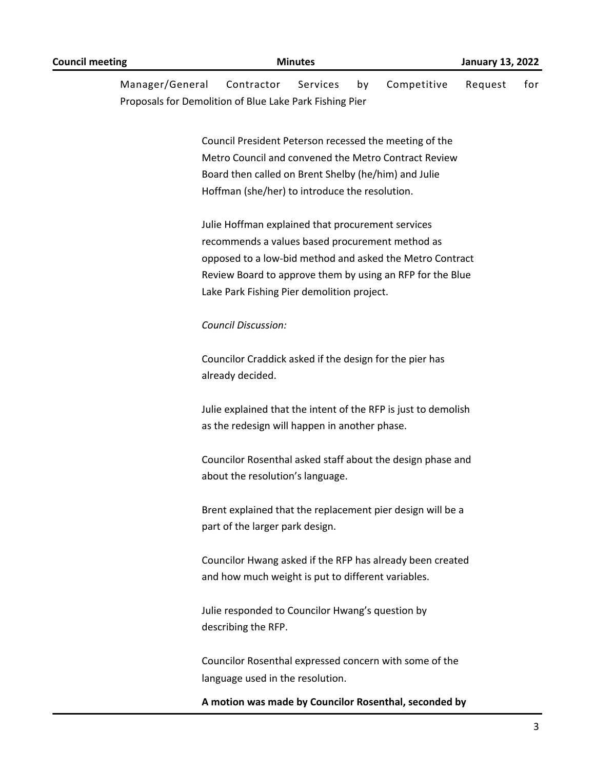Manager/General Contractor Services by Competitive Request for Proposals for Demolition of Blue Lake Park Fishing Pier

Council President Peterson recessed the meeting of the Metro Council and convened the Metro Contract Review Board then called on Brent Shelby (he/him) and Julie Hoffman (she/her) to introduce the resolution.

Julie Hoffman explained that procurement services recommends a values based procurement method as opposed to a low-bid method and asked the Metro Contract Review Board to approve them by using an RFP for the Blue Lake Park Fishing Pier demolition project.

*Council Discussion:*

Councilor Craddick asked if the design for the pier has already decided.

Julie explained that the intent of the RFP is just to demolish as the redesign will happen in another phase.

Councilor Rosenthal asked staff about the design phase and about the resolution's language.

Brent explained that the replacement pier design will be a part of the larger park design.

Councilor Hwang asked if the RFP has already been created and how much weight is put to different variables.

Julie responded to Councilor Hwang's question by describing the RFP.

Councilor Rosenthal expressed concern with some of the language used in the resolution.

**A motion was made by Councilor Rosenthal, seconded by**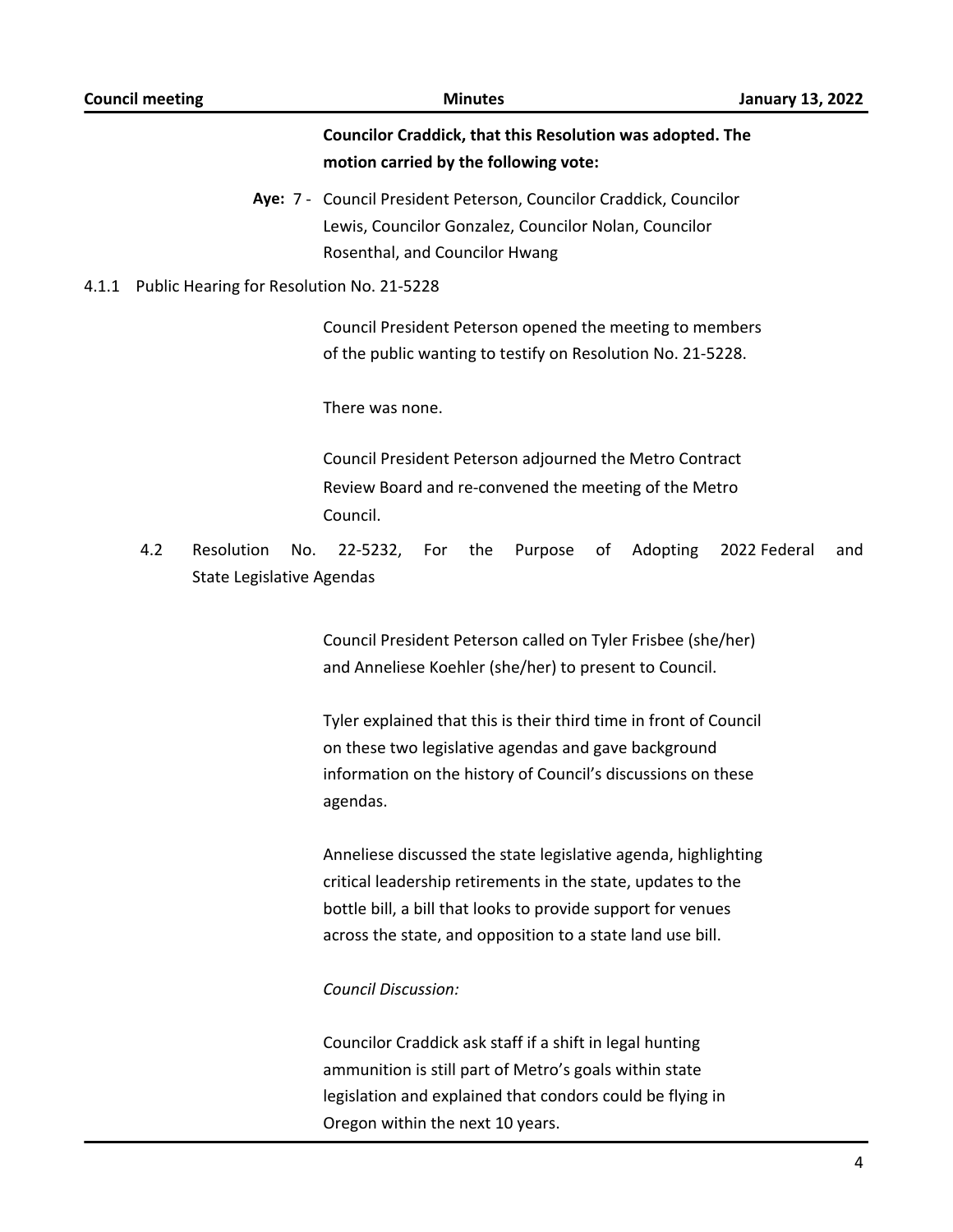**Councilor Craddick, that this Resolution was adopted. The motion carried by the following vote:**

**Aye:** 7 - Council President Peterson, Councilor Craddick, Councilor Lewis, Councilor Gonzalez, Councilor Nolan, Councilor Rosenthal, and Councilor Hwang

4.1.1 Public Hearing for Resolution No. 21-5228

Council President Peterson opened the meeting to members of the public wanting to testify on Resolution No. 21-5228.

There was none.

Council President Peterson adjourned the Metro Contract Review Board and re-convened the meeting of the Metro Council.

4.2 Resolution No. 22-5232, For the Purpose of Adopting 2022 Federal and State Legislative Agendas

Council President Peterson called on Tyler Frisbee (she/her) and Anneliese Koehler (she/her) to present to Council.

Tyler explained that this is their third time in front of Council on these two legislative agendas and gave background information on the history of Council's discussions on these agendas.

Anneliese discussed the state legislative agenda, highlighting critical leadership retirements in the state, updates to the bottle bill, a bill that looks to provide support for venues across the state, and opposition to a state land use bill.

*Council Discussion:*

Councilor Craddick ask staff if a shift in legal hunting ammunition is still part of Metro's goals within state legislation and explained that condors could be flying in Oregon within the next 10 years.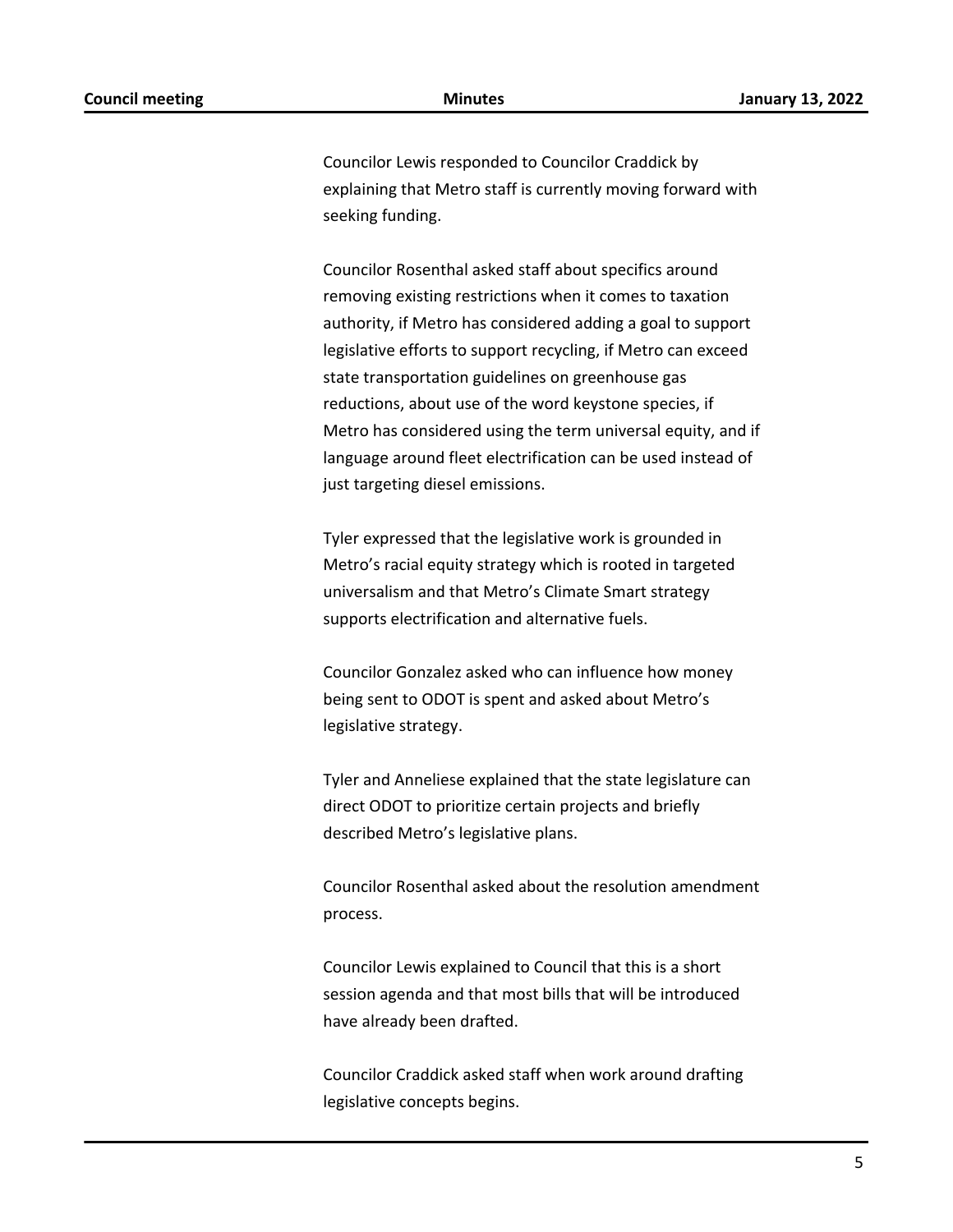Councilor Lewis responded to Councilor Craddick by explaining that Metro staff is currently moving forward with seeking funding.

Councilor Rosenthal asked staff about specifics around removing existing restrictions when it comes to taxation authority, if Metro has considered adding a goal to support legislative efforts to support recycling, if Metro can exceed state transportation guidelines on greenhouse gas reductions, about use of the word keystone species, if Metro has considered using the term universal equity, and if language around fleet electrification can be used instead of just targeting diesel emissions.

Tyler expressed that the legislative work is grounded in Metro's racial equity strategy which is rooted in targeted universalism and that Metro's Climate Smart strategy supports electrification and alternative fuels.

Councilor Gonzalez asked who can influence how money being sent to ODOT is spent and asked about Metro's legislative strategy.

Tyler and Anneliese explained that the state legislature can direct ODOT to prioritize certain projects and briefly described Metro's legislative plans.

Councilor Rosenthal asked about the resolution amendment process.

Councilor Lewis explained to Council that this is a short session agenda and that most bills that will be introduced have already been drafted.

Councilor Craddick asked staff when work around drafting legislative concepts begins.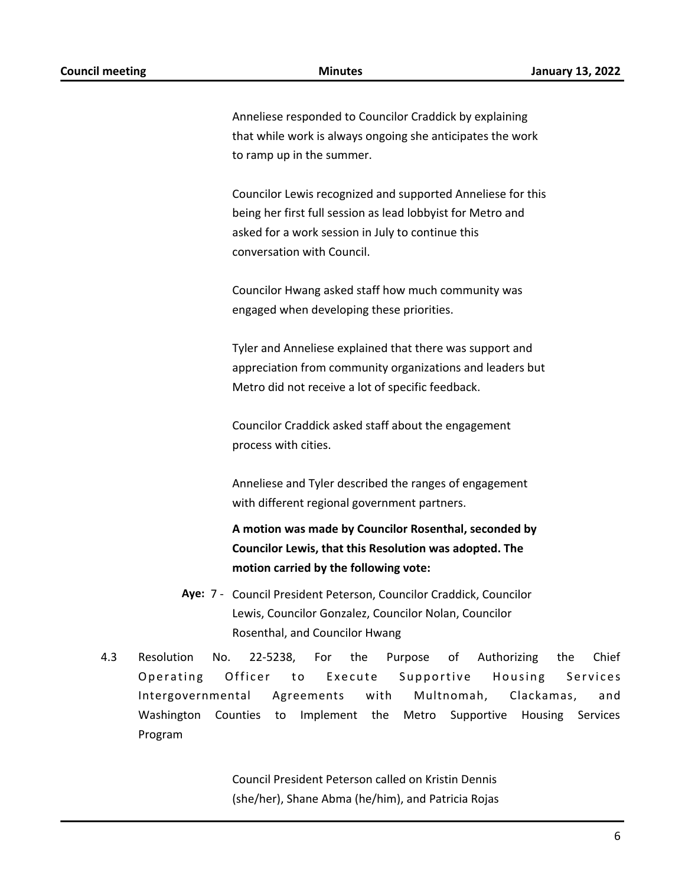Anneliese responded to Councilor Craddick by explaining that while work is always ongoing she anticipates the work to ramp up in the summer.

Councilor Lewis recognized and supported Anneliese for this being her first full session as lead lobbyist for Metro and asked for a work session in July to continue this conversation with Council.

Councilor Hwang asked staff how much community was engaged when developing these priorities.

Tyler and Anneliese explained that there was support and appreciation from community organizations and leaders but Metro did not receive a lot of specific feedback.

Councilor Craddick asked staff about the engagement process with cities.

Anneliese and Tyler described the ranges of engagement with different regional government partners.

**A motion was made by Councilor Rosenthal, seconded by Councilor Lewis, that this Resolution was adopted. The motion carried by the following vote:**

**Aye:** 7 - Council President Peterson, Councilor Craddick, Councilor Lewis, Councilor Gonzalez, Councilor Nolan, Councilor Rosenthal, and Councilor Hwang

4.3 Resolution No. 22-5238, For the Purpose of Authorizing the Chief Operating Officer to Execute Supportive Housing Services Intergovernmental Agreements with Multnomah, Clackamas, and Washington Counties to Implement the Metro Supportive Housing Services Program

Council President Peterson called on Kristin Dennis (she/her), Shane Abma (he/him), and Patricia Rojas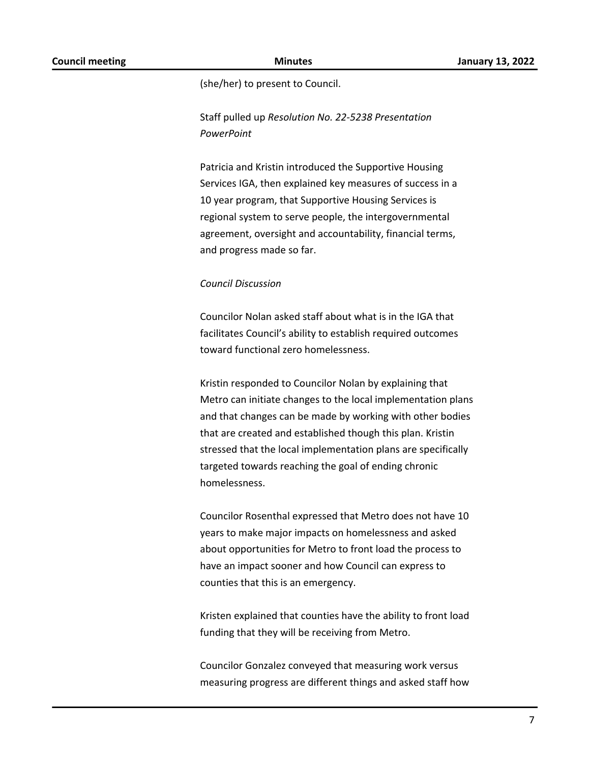(she/her) to present to Council.

Staff pulled up *Resolution No. 22-5238 Presentation PowerPoint*

Patricia and Kristin introduced the Supportive Housing Services IGA, then explained key measures of success in a 10 year program, that Supportive Housing Services is regional system to serve people, the intergovernmental agreement, oversight and accountability, financial terms, and progress made so far.

*Council Discussion*

Councilor Nolan asked staff about what is in the IGA that facilitates Council's ability to establish required outcomes toward functional zero homelessness.

Kristin responded to Councilor Nolan by explaining that Metro can initiate changes to the local implementation plans and that changes can be made by working with other bodies that are created and established though this plan. Kristin stressed that the local implementation plans are specifically targeted towards reaching the goal of ending chronic homelessness.

Councilor Rosenthal expressed that Metro does not have 10 years to make major impacts on homelessness and asked about opportunities for Metro to front load the process to have an impact sooner and how Council can express to counties that this is an emergency.

Kristen explained that counties have the ability to front load funding that they will be receiving from Metro.

Councilor Gonzalez conveyed that measuring work versus measuring progress are different things and asked staff how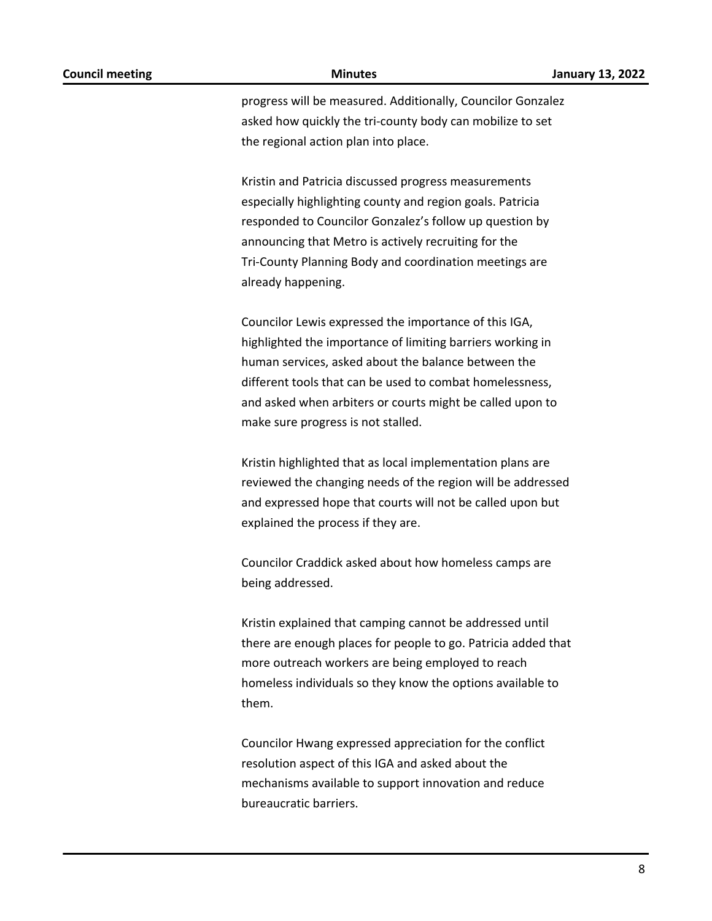progress will be measured. Additionally, Councilor Gonzalez asked how quickly the tri-county body can mobilize to set the regional action plan into place.

Kristin and Patricia discussed progress measurements especially highlighting county and region goals. Patricia responded to Councilor Gonzalez's follow up question by announcing that Metro is actively recruiting for the Tri-County Planning Body and coordination meetings are already happening.

Councilor Lewis expressed the importance of this IGA, highlighted the importance of limiting barriers working in human services, asked about the balance between the different tools that can be used to combat homelessness, and asked when arbiters or courts might be called upon to make sure progress is not stalled.

Kristin highlighted that as local implementation plans are reviewed the changing needs of the region will be addressed and expressed hope that courts will not be called upon but explained the process if they are.

Councilor Craddick asked about how homeless camps are being addressed.

Kristin explained that camping cannot be addressed until there are enough places for people to go. Patricia added that more outreach workers are being employed to reach homeless individuals so they know the options available to them.

Councilor Hwang expressed appreciation for the conflict resolution aspect of this IGA and asked about the mechanisms available to support innovation and reduce bureaucratic barriers.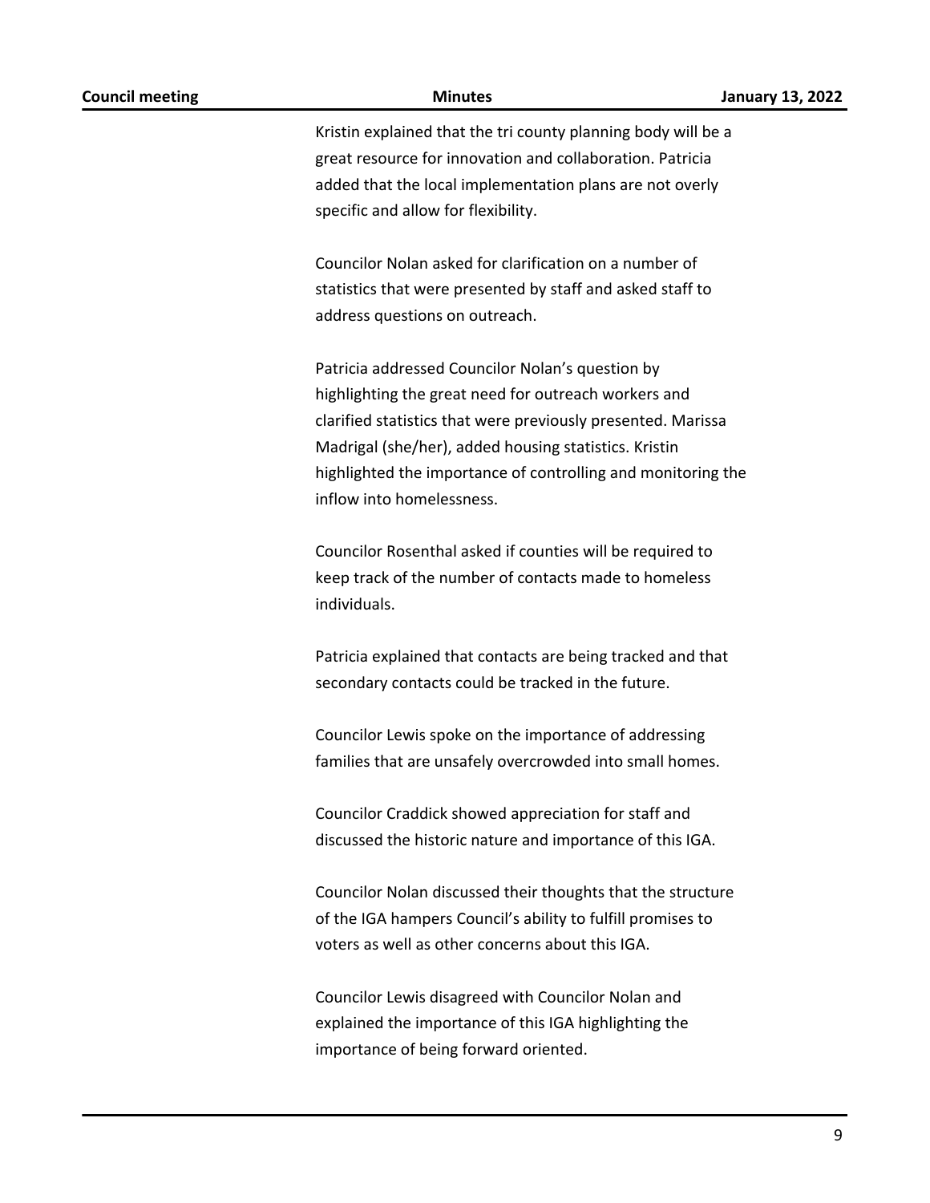Kristin explained that the tri county planning body will be a great resource for innovation and collaboration. Patricia added that the local implementation plans are not overly specific and allow for flexibility.

Councilor Nolan asked for clarification on a number of statistics that were presented by staff and asked staff to address questions on outreach.

Patricia addressed Councilor Nolan's question by highlighting the great need for outreach workers and clarified statistics that were previously presented. Marissa Madrigal (she/her), added housing statistics. Kristin highlighted the importance of controlling and monitoring the inflow into homelessness.

Councilor Rosenthal asked if counties will be required to keep track of the number of contacts made to homeless individuals.

Patricia explained that contacts are being tracked and that secondary contacts could be tracked in the future.

Councilor Lewis spoke on the importance of addressing families that are unsafely overcrowded into small homes.

Councilor Craddick showed appreciation for staff and discussed the historic nature and importance of this IGA.

Councilor Nolan discussed their thoughts that the structure of the IGA hampers Council's ability to fulfill promises to voters as well as other concerns about this IGA.

Councilor Lewis disagreed with Councilor Nolan and explained the importance of this IGA highlighting the importance of being forward oriented.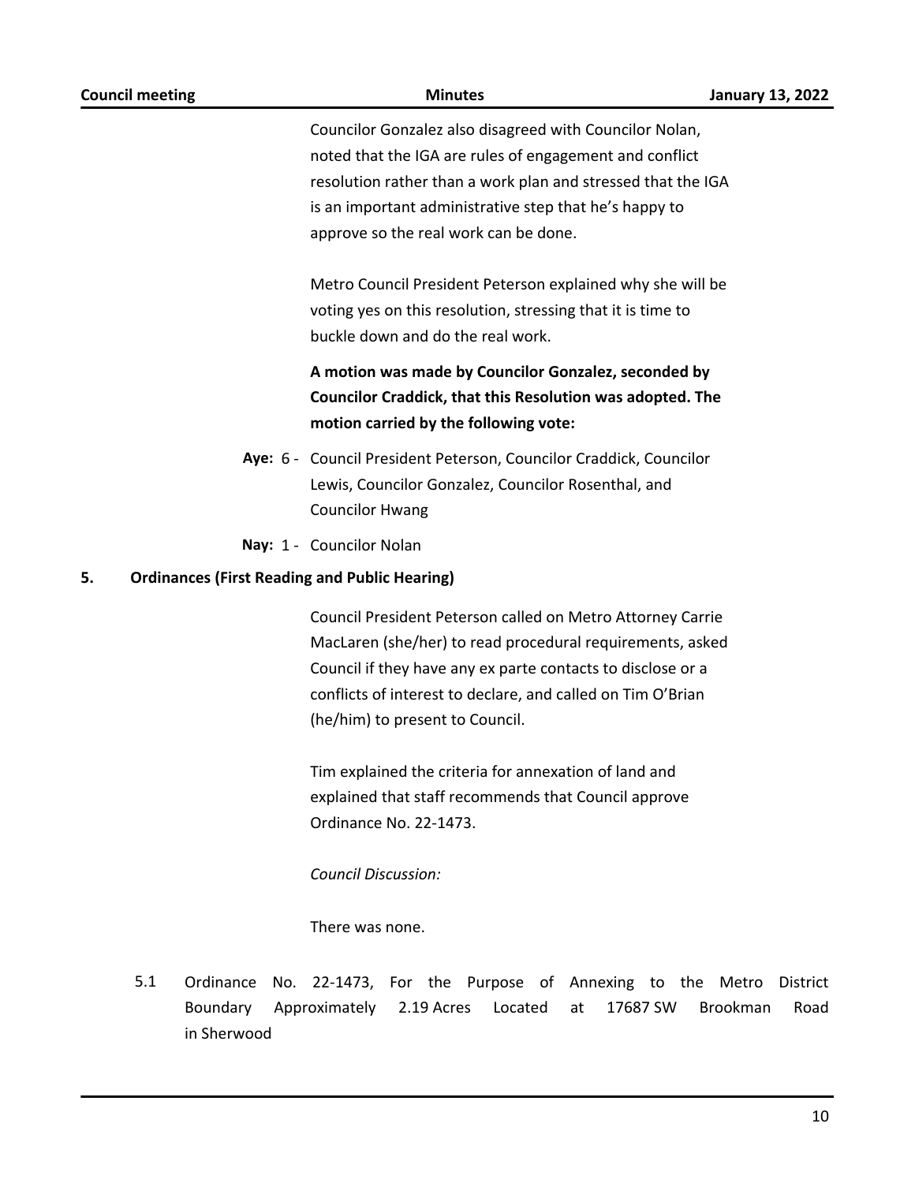Councilor Gonzalez also disagreed with Councilor Nolan, noted that the IGA are rules of engagement and conflict resolution rather than a work plan and stressed that the IGA is an important administrative step that he's happy to approve so the real work can be done.

Metro Council President Peterson explained why she will be voting yes on this resolution, stressing that it is time to buckle down and do the real work.

**A motion was made by Councilor Gonzalez, seconded by Councilor Craddick, that this Resolution was adopted. The motion carried by the following vote:**

**Aye:** 6 - Council President Peterson, Councilor Craddick, Councilor Lewis, Councilor Gonzalez, Councilor Rosenthal, and Councilor Hwang

**Nay:** 1 - Councilor Nolan

## 5. Ordinances (First Reading and Public Hearing)

Council President Peterson called on Metro Attorney Carrie MacLaren (she/her) to read procedural requirements, asked Council if they have any ex parte contacts to disclose or a conflicts of interest to declare, and called on Tim O'Brian (he/him) to present to Council.

Tim explained the criteria for annexation of land and explained that staff recommends that Council approve Ordinance No. 22-1473.

*Council Discussion:*

There was none.

5.1 Ordinance No. 22-1473, For the Purpose of Annexing to the Metro District Boundary Approximately 2.19 Acres Located at 17687 SW Brookman Road in Sherwood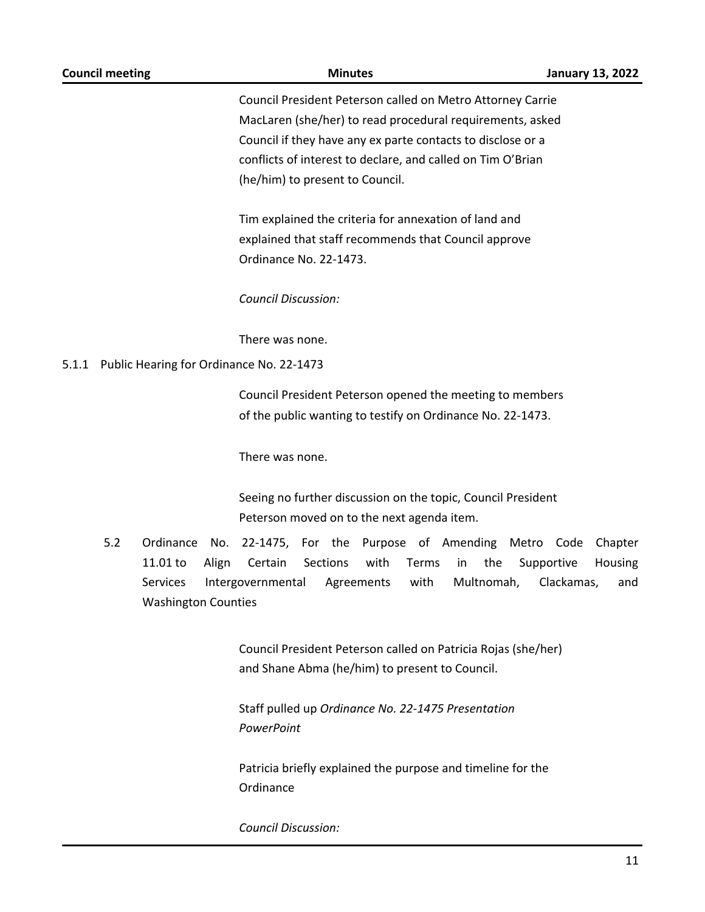Council President Peterson called on Metro Attorney Carrie MacLaren (she/her) to read procedural requirements, asked Council if they have any ex parte contacts to disclose or a conflicts of interest to declare, and called on Tim O'Brian (he/him) to present to Council.

Tim explained the criteria for annexation of land and explained that staff recommends that Council approve Ordinance No. 22-1473.

*Council Discussion:*

There was none.

5.1.1 Public Hearing for Ordinance No. 22-1473

Council President Peterson opened the meeting to members of the public wanting to testify on Ordinance No. 22-1473.

There was none.

Seeing no further discussion on the topic, Council President Peterson moved on to the next agenda item.

5.2 Ordinance No. 22-1475, For the Purpose of Amending Metro Code Chapter 11.01 to Align Certain Sections with Terms in the Supportive Housing Services Intergovernmental Agreements with Multnomah, Clackamas, and Washington Counties

Council President Peterson called on Patricia Rojas (she/her) and Shane Abma (he/him) to present to Council.

Staff pulled up *Ordinance No. 22-1475 Presentation PowerPoint*

Patricia briefly explained the purpose and timeline for the Ordinance

*Council Discussion:*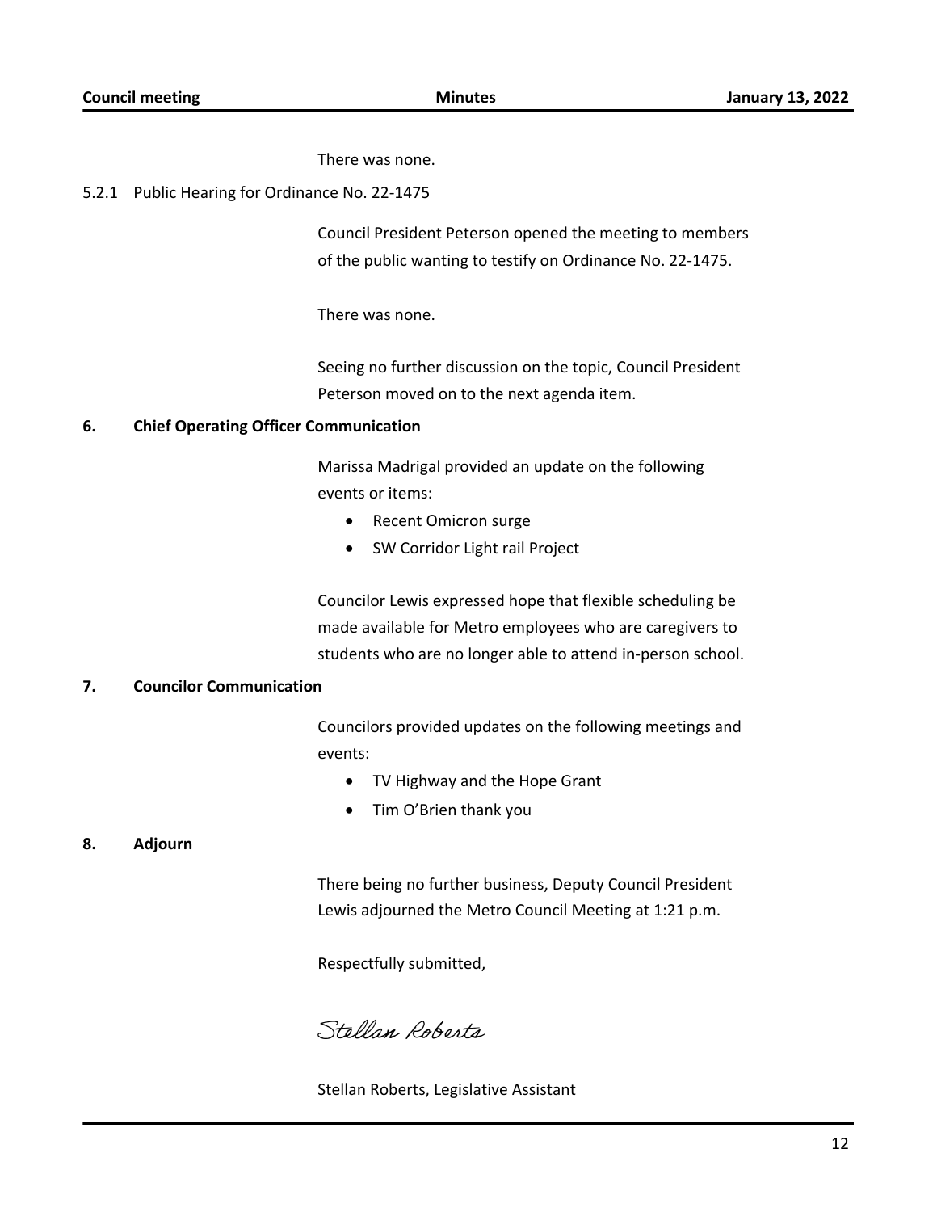There was none.

5.2.1 Public Hearing for Ordinance No. 22-1475

Council President Peterson opened the meeting to members of the public wanting to testify on Ordinance No. 22-1475.

There was none.

Seeing no further discussion on the topic, Council President Peterson moved on to the next agenda item.

## 6. Chief Operating Officer Communication

Marissa Madrigal provided an update on the following events or items:

- Recent Omicron surge
- SW Corridor Light rail Project

Councilor Lewis expressed hope that flexible scheduling be made available for Metro employees who are caregivers to students who are no longer able to attend in-person school.

## 7. Councilor Communication

Councilors provided updates on the following meetings and events:

- TV Highway and the Hope Grant
- Tim O'Brien thank you

## 8. Adjourn

There being no further business, Deputy Council President Lewis adjourned the Metro Council Meeting at 1:21 p.m.

Respectfully submitted,

*Stellan Roberts*

Stellan Roberts, Legislative Assistant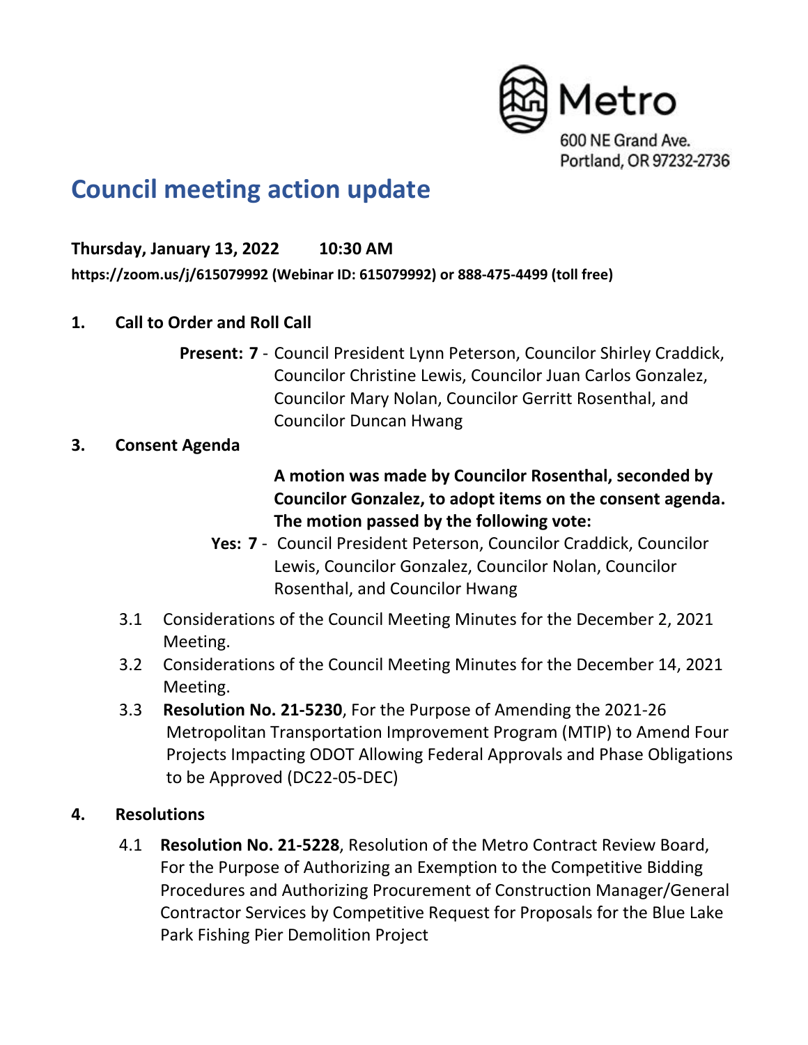Metro
600 NE Grand Ave.
Portland, OR 97232-2736

# Council meeting action update

**Thursday, January 13, 2022 10:30 AM**

**https://zoom.us/j/615079992 (Webinar ID: 615079992) or 888-475-4499 (toll free)**

## 1. Call to Order and Roll Call

**Present: 7** - Council President Lynn Peterson, Councilor Shirley Craddick, Councilor Christine Lewis, Councilor Juan Carlos Gonzalez, Councilor Mary Nolan, Councilor Gerritt Rosenthal, and Councilor Duncan Hwang

## 3. Consent Agenda

**A motion was made by Councilor Rosenthal, seconded by Councilor Gonzalez, to adopt items on the consent agenda. The motion passed by the following vote:**

**Yes: 7** - Council President Peterson, Councilor Craddick, Councilor Lewis, Councilor Gonzalez, Councilor Nolan, Councilor Rosenthal, and Councilor Hwang

3.1 Considerations of the Council Meeting Minutes for the December 2, 2021 Meeting.

3.2 Considerations of the Council Meeting Minutes for the December 14, 2021 Meeting.

3.3 **Resolution No. 21-5230**, For the Purpose of Amending the 2021-26 Metropolitan Transportation Improvement Program (MTIP) to Amend Four Projects Impacting ODOT Allowing Federal Approvals and Phase Obligations to be Approved (DC22-05-DEC)

## 4. Resolutions

4.1 **Resolution No. 21-5228**, Resolution of the Metro Contract Review Board, For the Purpose of Authorizing an Exemption to the Competitive Bidding Procedures and Authorizing Procurement of Construction Manager/General Contractor Services by Competitive Request for Proposals for the Blue Lake Park Fishing Pier Demolition Project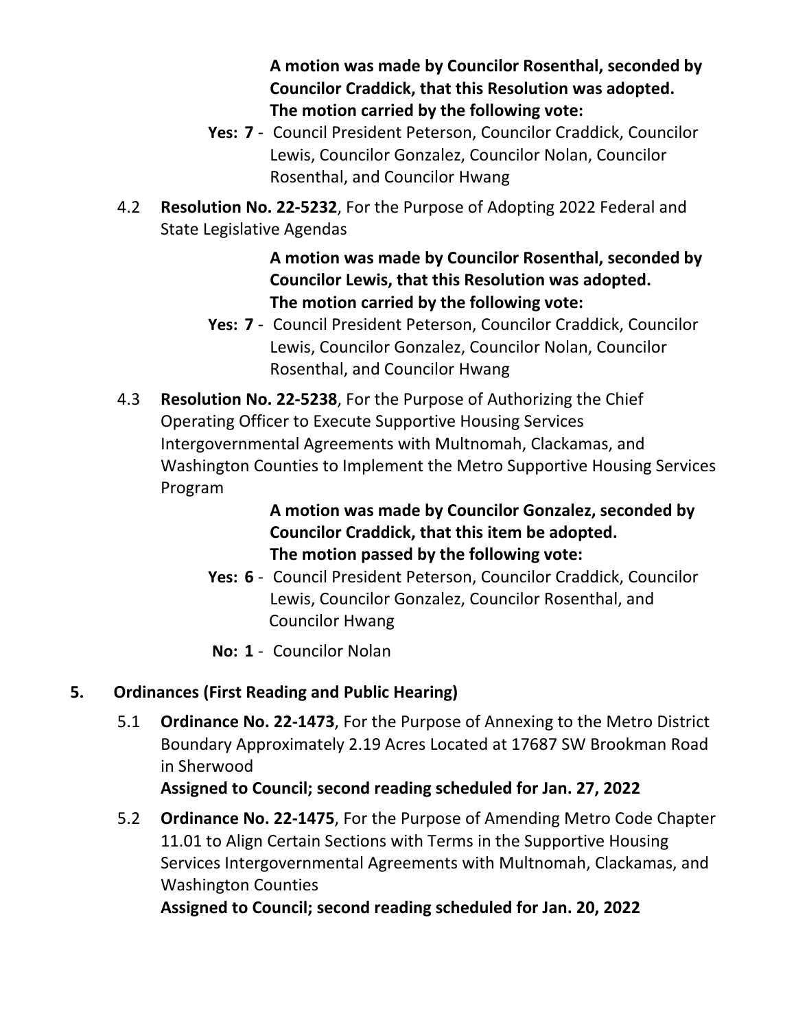**A motion was made by Councilor Rosenthal, seconded by Councilor Craddick, that this Resolution was adopted. The motion carried by the following vote:**

**Yes: 7** - Council President Peterson, Councilor Craddick, Councilor Lewis, Councilor Gonzalez, Councilor Nolan, Councilor Rosenthal, and Councilor Hwang

4.2 **Resolution No. 22-5232**, For the Purpose of Adopting 2022 Federal and State Legislative Agendas

**A motion was made by Councilor Rosenthal, seconded by Councilor Lewis, that this Resolution was adopted. The motion carried by the following vote:**

**Yes: 7** - Council President Peterson, Councilor Craddick, Councilor Lewis, Councilor Gonzalez, Councilor Nolan, Councilor Rosenthal, and Councilor Hwang

4.3 **Resolution No. 22-5238**, For the Purpose of Authorizing the Chief Operating Officer to Execute Supportive Housing Services Intergovernmental Agreements with Multnomah, Clackamas, and Washington Counties to Implement the Metro Supportive Housing Services Program

**A motion was made by Councilor Gonzalez, seconded by Councilor Craddick, that this item be adopted. The motion passed by the following vote:**

**Yes: 6** - Council President Peterson, Councilor Craddick, Councilor Lewis, Councilor Gonzalez, Councilor Rosenthal, and Councilor Hwang

**No: 1** - Councilor Nolan

## 5. Ordinances (First Reading and Public Hearing)

5.1 **Ordinance No. 22-1473**, For the Purpose of Annexing to the Metro District Boundary Approximately 2.19 Acres Located at 17687 SW Brookman Road in Sherwood
**Assigned to Council; second reading scheduled for Jan. 27, 2022**

5.2 **Ordinance No. 22-1475**, For the Purpose of Amending Metro Code Chapter 11.01 to Align Certain Sections with Terms in the Supportive Housing Services Intergovernmental Agreements with Multnomah, Clackamas, and Washington Counties
**Assigned to Council; second reading scheduled for Jan. 20, 2022**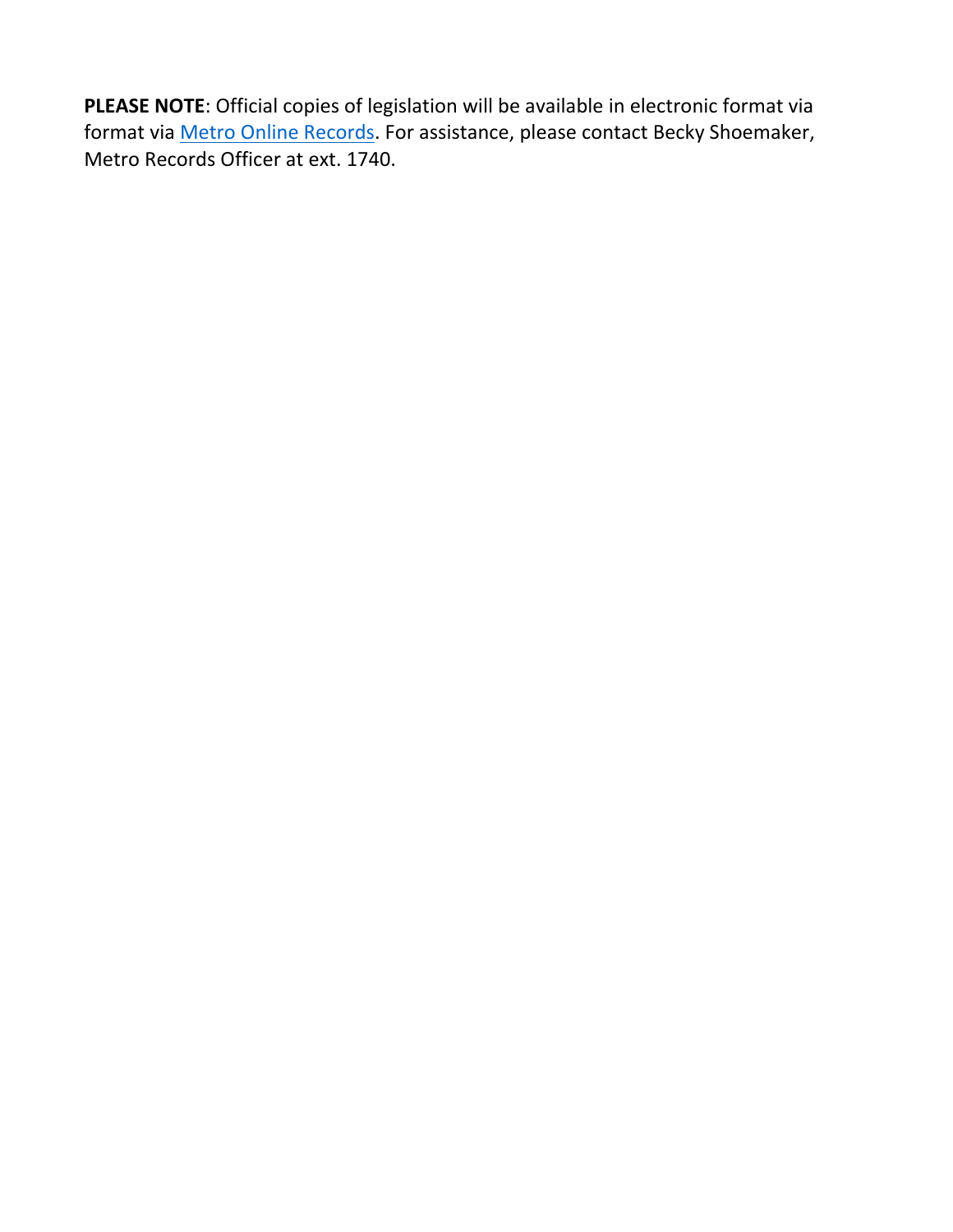**PLEASE NOTE**: Official copies of legislation will be available in electronic format via format via Metro Online Records. For assistance, please contact Becky Shoemaker, Metro Records Officer at ext. 1740.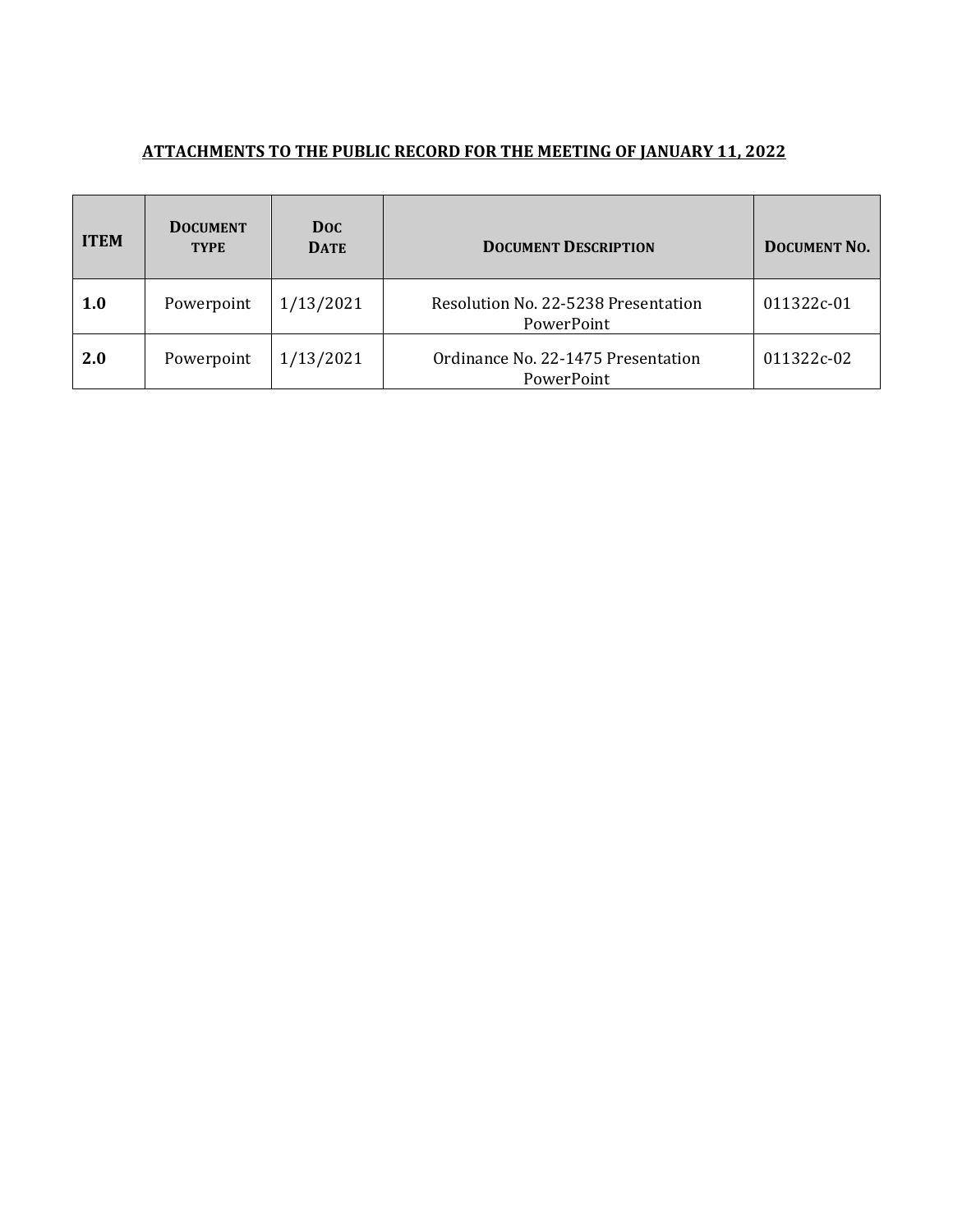**ATTACHMENTS TO THE PUBLIC RECORD FOR THE MEETING OF JANUARY 11, 2022**

| ITEM | DOCUMENT TYPE | DOC DATE | DOCUMENT DESCRIPTION | DOCUMENT NO. |
|---|---|---|---|---|
| **1.0** | Powerpoint | 1/13/2021 | Resolution No. 22-5238 Presentation PowerPoint | 011322c-01 |
| **2.0** | Powerpoint | 1/13/2021 | Ordinance No. 22-1475 Presentation PowerPoint | 011322c-02 |